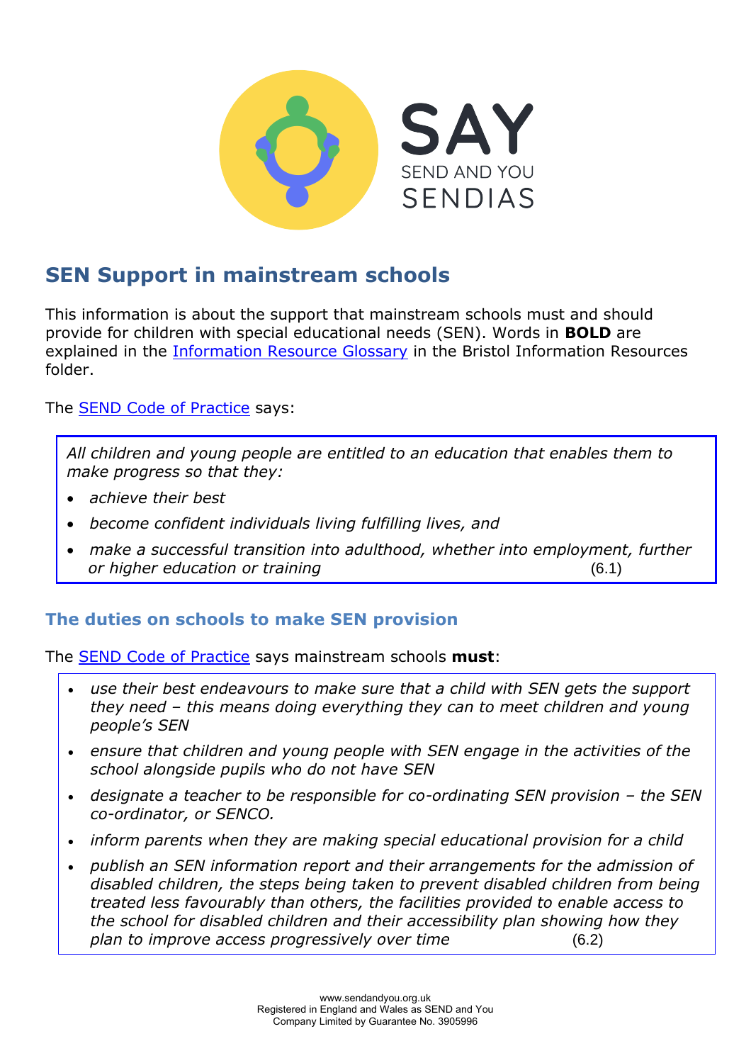SAY

SEND AND YOU

SENDIAS

# SEN Support in mainstream schools

This information is about the support that mainstream schools must and should provide for children with special educational needs (SEN). Words in **BOLD** are explained in the Information Resource Glossary in the Bristol Information Resources folder.

The SEND Code of Practice says:

> *All children and young people are entitled to an education that enables them to make progress so that they:*
>
> - *achieve their best*
> - *become confident individuals living fulfilling lives, and*
> - *make a successful transition into adulthood, whether into employment, further or higher education or training* (6.1)

## The duties on schools to make SEN provision

The SEND Code of Practice says mainstream schools **must**:

> - *use their best endeavours to make sure that a child with SEN gets the support they need – this means doing everything they can to meet children and young people's SEN*
> - *ensure that children and young people with SEN engage in the activities of the school alongside pupils who do not have SEN*
> - *designate a teacher to be responsible for co-ordinating SEN provision – the SEN co-ordinator, or SENCO.*
> - *inform parents when they are making special educational provision for a child*
> - *publish an SEN information report and their arrangements for the admission of disabled children, the steps being taken to prevent disabled children from being treated less favourably than others, the facilities provided to enable access to the school for disabled children and their accessibility plan showing how they plan to improve access progressively over time* (6.2)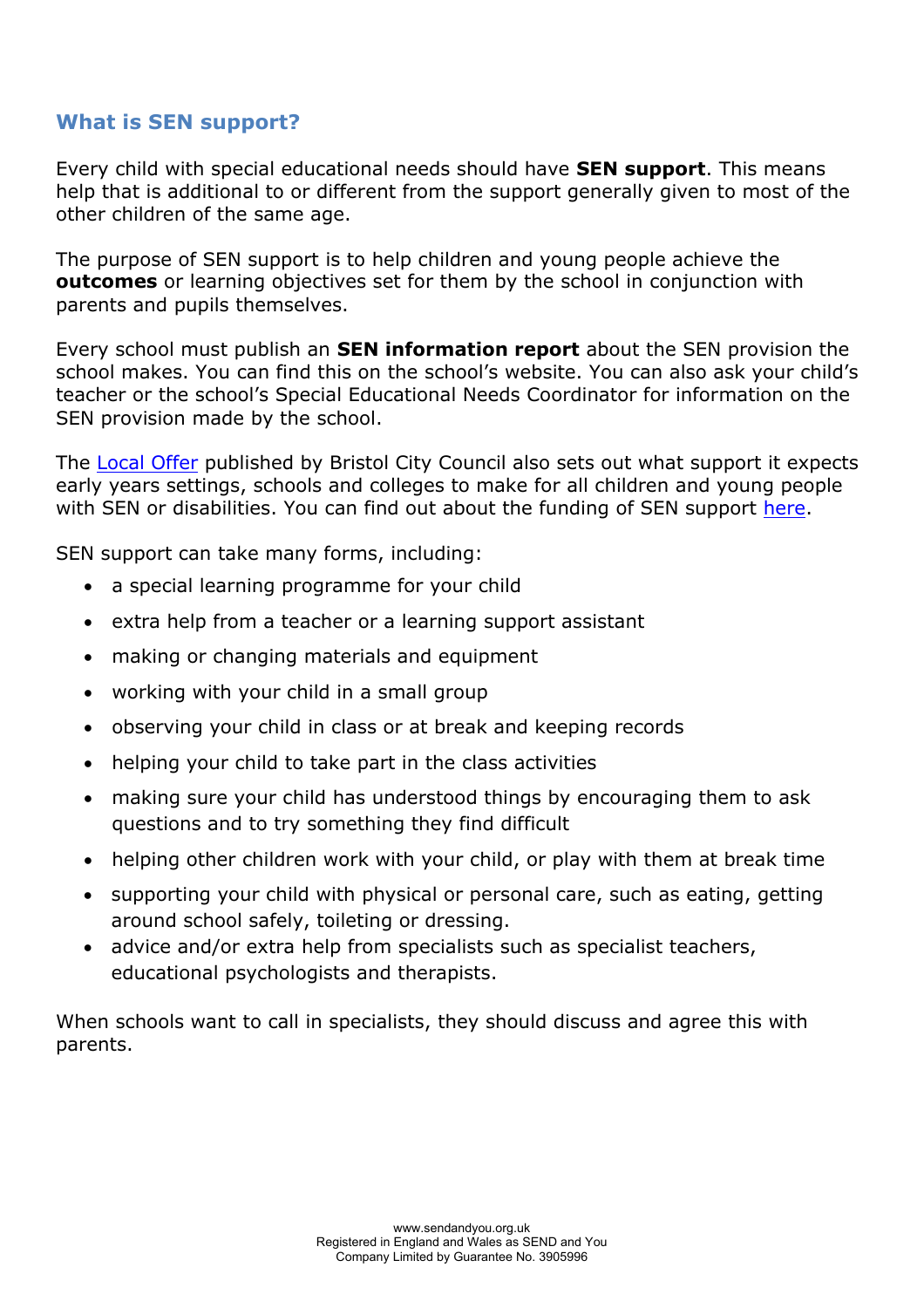## What is SEN support?

Every child with special educational needs should have **SEN support**. This means help that is additional to or different from the support generally given to most of the other children of the same age.

The purpose of SEN support is to help children and young people achieve the **outcomes** or learning objectives set for them by the school in conjunction with parents and pupils themselves.

Every school must publish an **SEN information report** about the SEN provision the school makes. You can find this on the school's website. You can also ask your child's teacher or the school's Special Educational Needs Coordinator for information on the SEN provision made by the school.

The Local Offer published by Bristol City Council also sets out what support it expects early years settings, schools and colleges to make for all children and young people with SEN or disabilities. You can find out about the funding of SEN support here.

SEN support can take many forms, including:

- a special learning programme for your child
- extra help from a teacher or a learning support assistant
- making or changing materials and equipment
- working with your child in a small group
- observing your child in class or at break and keeping records
- helping your child to take part in the class activities
- making sure your child has understood things by encouraging them to ask questions and to try something they find difficult
- helping other children work with your child, or play with them at break time
- supporting your child with physical or personal care, such as eating, getting around school safely, toileting or dressing.
- advice and/or extra help from specialists such as specialist teachers, educational psychologists and therapists.

When schools want to call in specialists, they should discuss and agree this with parents.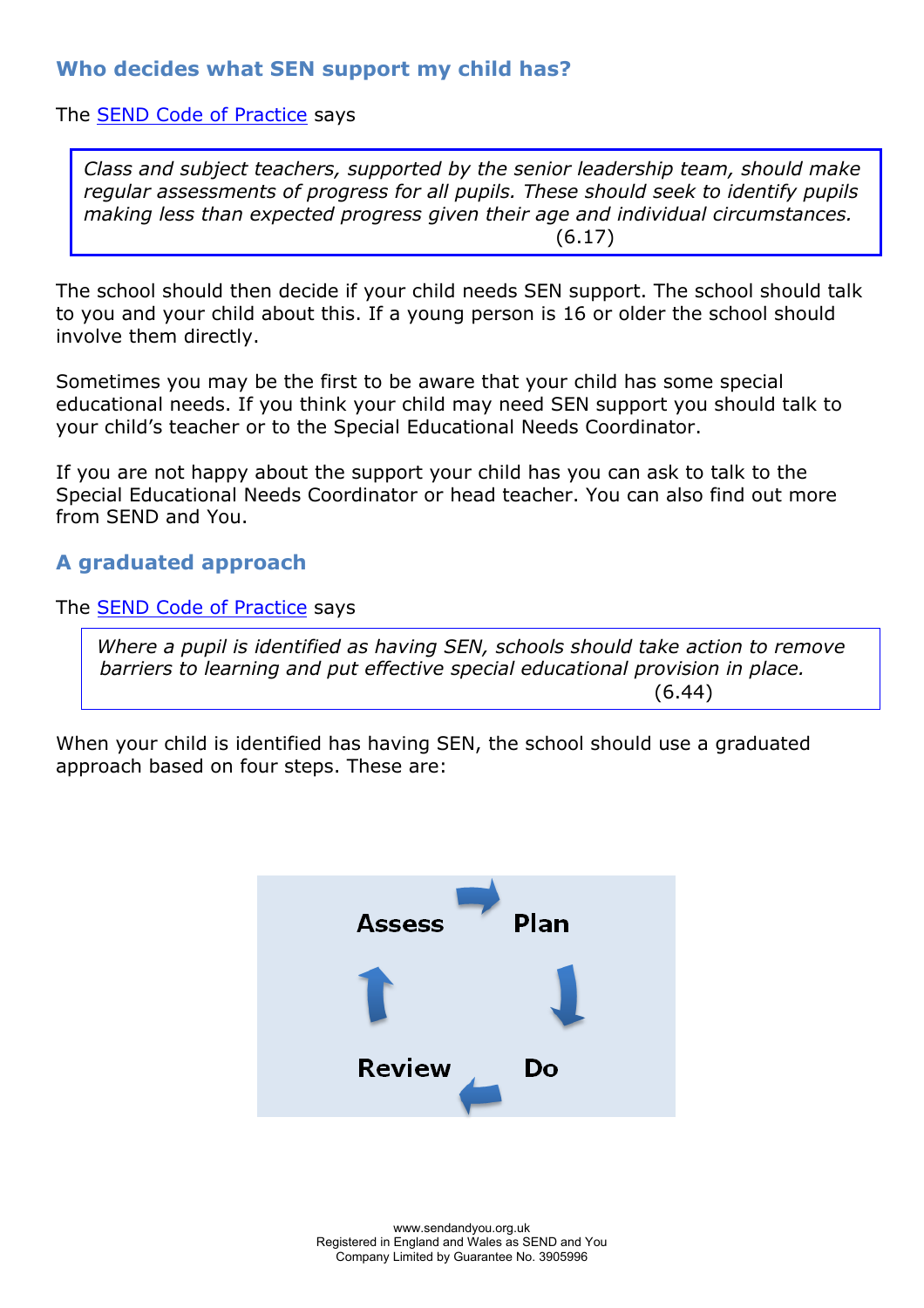## Who decides what SEN support my child has?

The [SEND Code of Practice](#) says

> *Class and subject teachers, supported by the senior leadership team, should make regular assessments of progress for all pupils. These should seek to identify pupils making less than expected progress given their age and individual circumstances.*
> (6.17)

The school should then decide if your child needs SEN support. The school should talk to you and your child about this. If a young person is 16 or older the school should involve them directly.

Sometimes you may be the first to be aware that your child has some special educational needs. If you think your child may need SEN support you should talk to your child's teacher or to the Special Educational Needs Coordinator.

If you are not happy about the support your child has you can ask to talk to the Special Educational Needs Coordinator or head teacher. You can also find out more from SEND and You.

## A graduated approach

The [SEND Code of Practice](#) says

> *Where a pupil is identified as having SEN, schools should take action to remove barriers to learning and put effective special educational provision in place.*
> (6.44)

When your child is identified has having SEN, the school should use a graduated approach based on four steps. These are:

**Assess** → **Plan** → **Do** → **Review** → **Assess**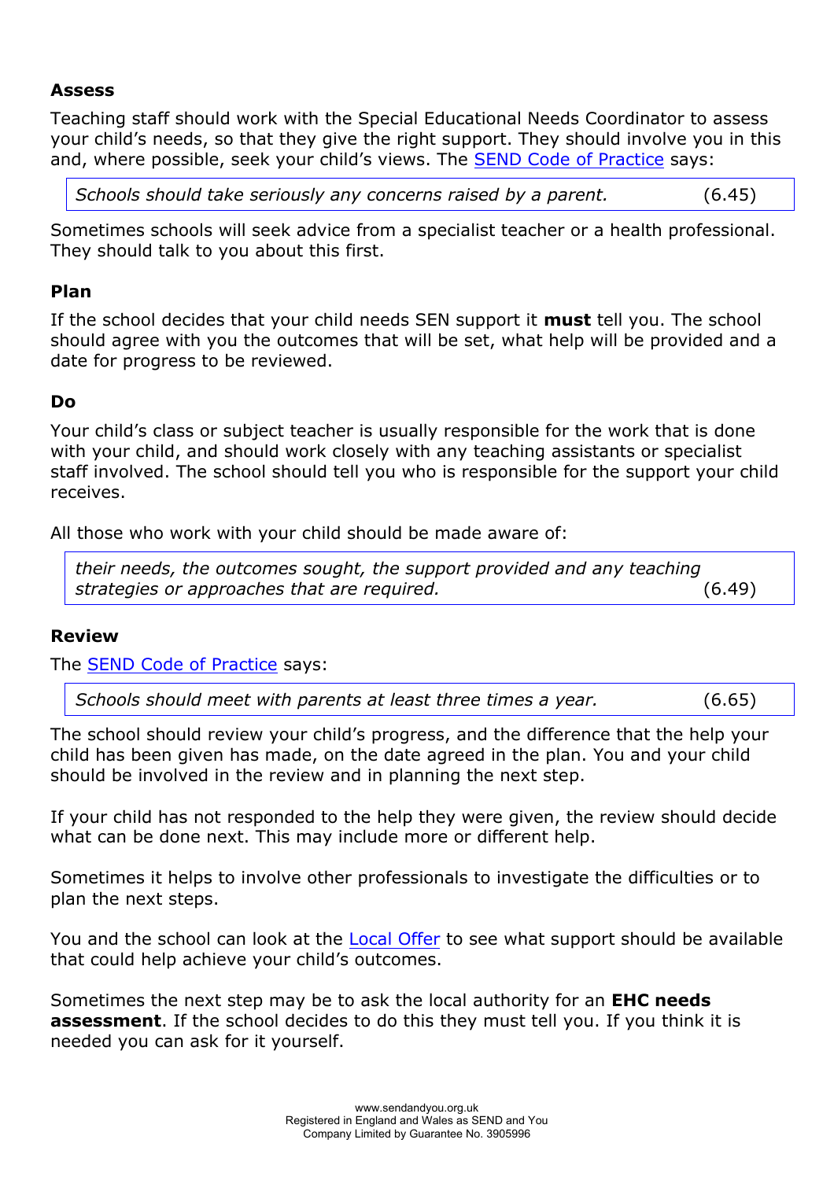### Assess

Teaching staff should work with the Special Educational Needs Coordinator to assess your child's needs, so that they give the right support. They should involve you in this and, where possible, seek your child's views. The [SEND Code of Practice]() says:

> *Schools should take seriously any concerns raised by a parent.* (6.45)

Sometimes schools will seek advice from a specialist teacher or a health professional. They should talk to you about this first.

### Plan

If the school decides that your child needs SEN support it **must** tell you. The school should agree with you the outcomes that will be set, what help will be provided and a date for progress to be reviewed.

### Do

Your child's class or subject teacher is usually responsible for the work that is done with your child, and should work closely with any teaching assistants or specialist staff involved. The school should tell you who is responsible for the support your child receives.

All those who work with your child should be made aware of:

> *their needs, the outcomes sought, the support provided and any teaching strategies or approaches that are required.* (6.49)

### Review

The [SEND Code of Practice]() says:

> *Schools should meet with parents at least three times a year.* (6.65)

The school should review your child's progress, and the difference that the help your child has been given has made, on the date agreed in the plan. You and your child should be involved in the review and in planning the next step.

If your child has not responded to the help they were given, the review should decide what can be done next. This may include more or different help.

Sometimes it helps to involve other professionals to investigate the difficulties or to plan the next steps.

You and the school can look at the [Local Offer]() to see what support should be available that could help achieve your child's outcomes.

Sometimes the next step may be to ask the local authority for an **EHC needs assessment**. If the school decides to do this they must tell you. If you think it is needed you can ask for it yourself.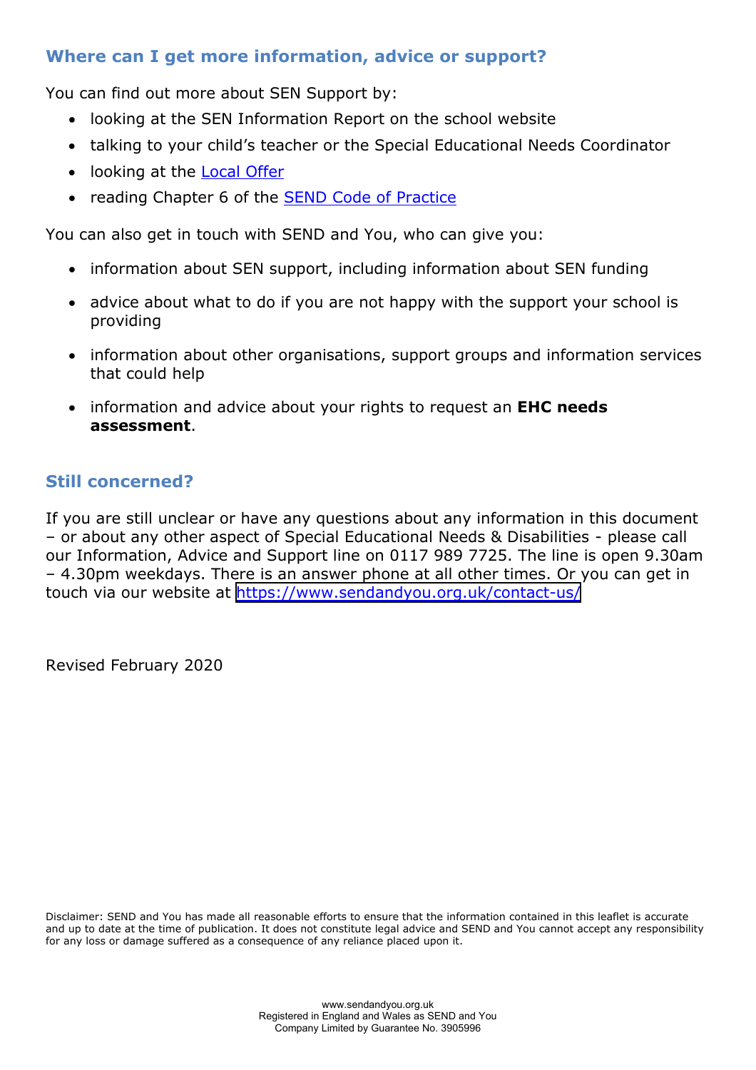## Where can I get more information, advice or support?

You can find out more about SEN Support by:

- looking at the SEN Information Report on the school website
- talking to your child's teacher or the Special Educational Needs Coordinator
- looking at the Local Offer
- reading Chapter 6 of the SEND Code of Practice

You can also get in touch with SEND and You, who can give you:

- information about SEN support, including information about SEN funding
- advice about what to do if you are not happy with the support your school is providing
- information about other organisations, support groups and information services that could help
- information and advice about your rights to request an **EHC needs assessment**.

## Still concerned?

If you are still unclear or have any questions about any information in this document – or about any other aspect of Special Educational Needs & Disabilities - please call our Information, Advice and Support line on 0117 989 7725. The line is open 9.30am – 4.30pm weekdays. There is an answer phone at all other times. Or you can get in touch via our website at https://www.sendandyou.org.uk/contact-us/

Revised February 2020

Disclaimer: SEND and You has made all reasonable efforts to ensure that the information contained in this leaflet is accurate and up to date at the time of publication. It does not constitute legal advice and SEND and You cannot accept any responsibility for any loss or damage suffered as a consequence of any reliance placed upon it.

www.sendandyou.org.uk
Registered in England and Wales as SEND and You
Company Limited by Guarantee No. 3905996